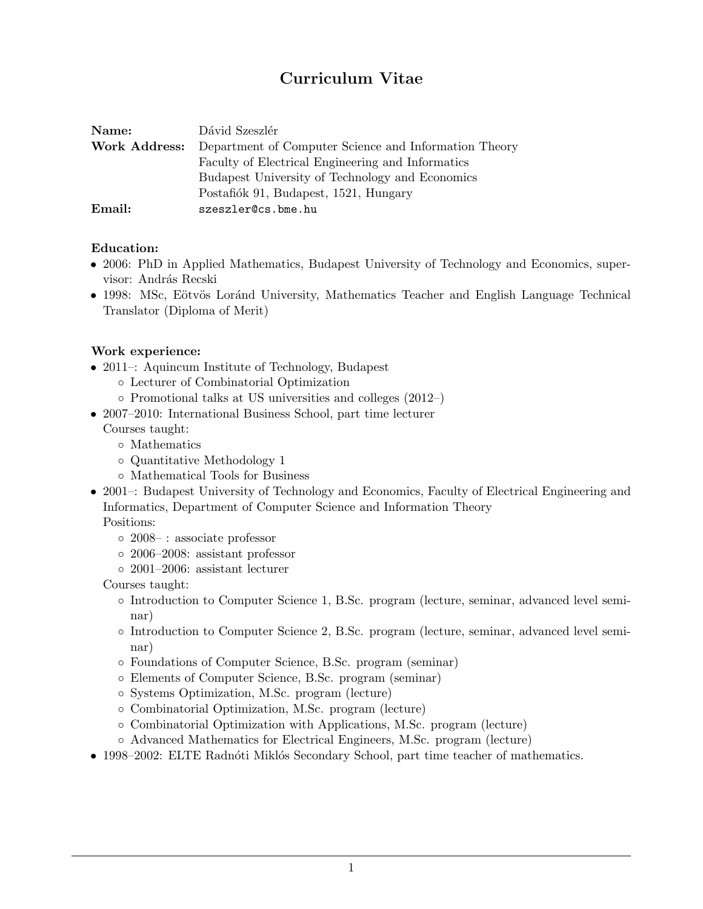# Curriculum Vitae

| | |
|---|---|
| **Name:** | Dávid Szeszlér |
| **Work Address:** | Department of Computer Science and Information Theory |
| | Faculty of Electrical Engineering and Informatics |
| | Budapest University of Technology and Economics |
| | Postafiók 91, Budapest, 1521, Hungary |
| **Email:** | `szeszler@cs.bme.hu` |

**Education:**

- 2006: PhD in Applied Mathematics, Budapest University of Technology and Economics, supervisor: András Recski
- 1998: MSc, Eötvös Loránd University, Mathematics Teacher and English Language Technical Translator (Diploma of Merit)

**Work experience:**

- 2011–: Aquincum Institute of Technology, Budapest
  - Lecturer of Combinatorial Optimization
  - Promotional talks at US universities and colleges (2012–)
- 2007–2010: International Business School, part time lecturer

  Courses taught:
  - Mathematics
  - Quantitative Methodology 1
  - Mathematical Tools for Business
- 2001–: Budapest University of Technology and Economics, Faculty of Electrical Engineering and Informatics, Department of Computer Science and Information Theory

  Positions:
  - 2008– : associate professor
  - 2006–2008: assistant professor
  - 2001–2006: assistant lecturer

  Courses taught:
  - Introduction to Computer Science 1, B.Sc. program (lecture, seminar, advanced level seminar)
  - Introduction to Computer Science 2, B.Sc. program (lecture, seminar, advanced level seminar)
  - Foundations of Computer Science, B.Sc. program (seminar)
  - Elements of Computer Science, B.Sc. program (seminar)
  - Systems Optimization, M.Sc. program (lecture)
  - Combinatorial Optimization, M.Sc. program (lecture)
  - Combinatorial Optimization with Applications, M.Sc. program (lecture)
  - Advanced Mathematics for Electrical Engineers, M.Sc. program (lecture)
- 1998–2002: ELTE Radnóti Miklós Secondary School, part time teacher of mathematics.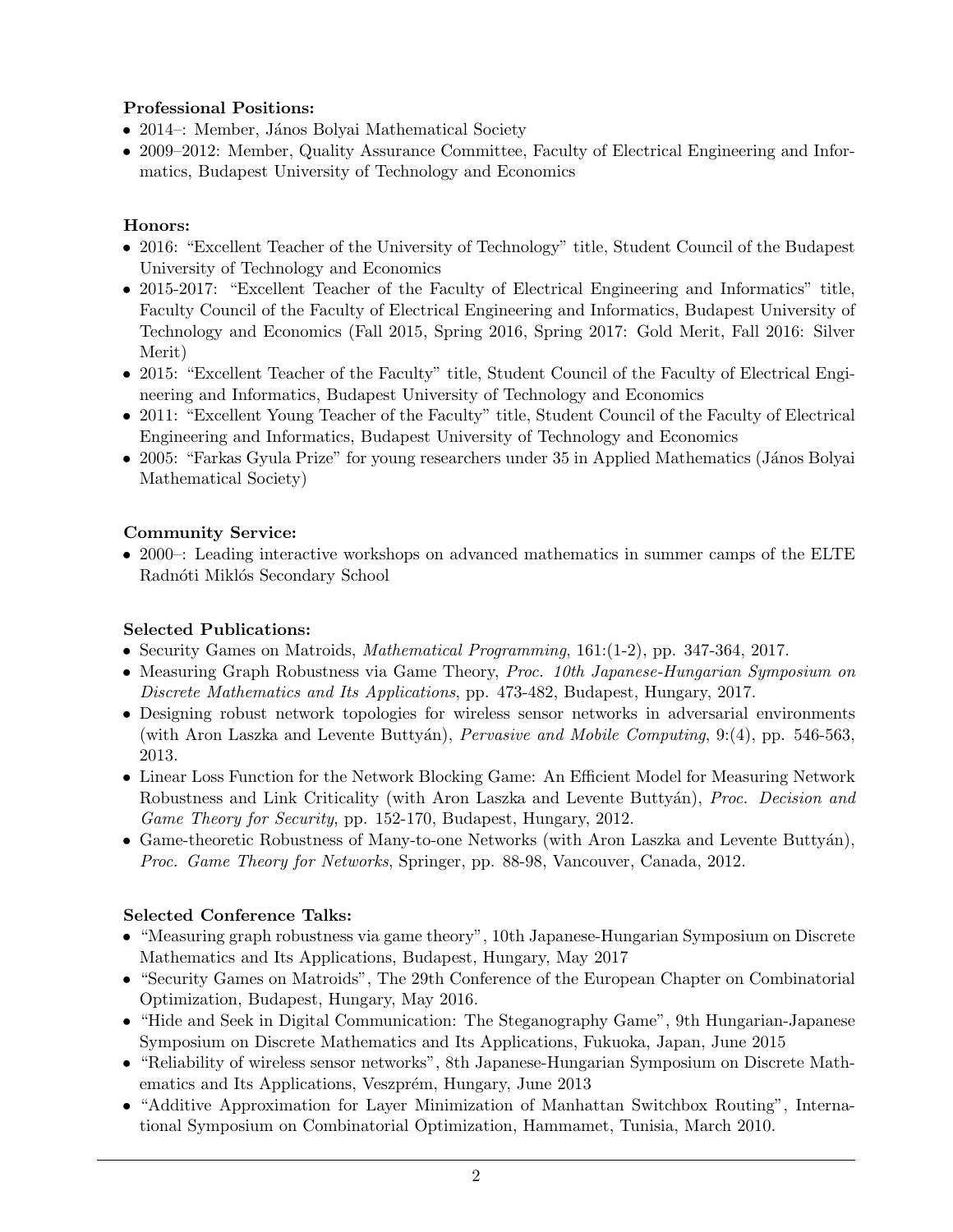**Professional Positions:**

- 2014–: Member, János Bolyai Mathematical Society
- 2009–2012: Member, Quality Assurance Committee, Faculty of Electrical Engineering and Informatics, Budapest University of Technology and Economics

**Honors:**

- 2016: "Excellent Teacher of the University of Technology" title, Student Council of the Budapest University of Technology and Economics
- 2015-2017: "Excellent Teacher of the Faculty of Electrical Engineering and Informatics" title, Faculty Council of the Faculty of Electrical Engineering and Informatics, Budapest University of Technology and Economics (Fall 2015, Spring 2016, Spring 2017: Gold Merit, Fall 2016: Silver Merit)
- 2015: "Excellent Teacher of the Faculty" title, Student Council of the Faculty of Electrical Engineering and Informatics, Budapest University of Technology and Economics
- 2011: "Excellent Young Teacher of the Faculty" title, Student Council of the Faculty of Electrical Engineering and Informatics, Budapest University of Technology and Economics
- 2005: "Farkas Gyula Prize" for young researchers under 35 in Applied Mathematics (János Bolyai Mathematical Society)

**Community Service:**

- 2000–: Leading interactive workshops on advanced mathematics in summer camps of the ELTE Radnóti Miklós Secondary School

**Selected Publications:**

- Security Games on Matroids, *Mathematical Programming*, 161:(1-2), pp. 347-364, 2017.
- Measuring Graph Robustness via Game Theory, *Proc. 10th Japanese-Hungarian Symposium on Discrete Mathematics and Its Applications*, pp. 473-482, Budapest, Hungary, 2017.
- Designing robust network topologies for wireless sensor networks in adversarial environments (with Aron Laszka and Levente Buttyán), *Pervasive and Mobile Computing*, 9:(4), pp. 546-563, 2013.
- Linear Loss Function for the Network Blocking Game: An Efficient Model for Measuring Network Robustness and Link Criticality (with Aron Laszka and Levente Buttyán), *Proc. Decision and Game Theory for Security*, pp. 152-170, Budapest, Hungary, 2012.
- Game-theoretic Robustness of Many-to-one Networks (with Aron Laszka and Levente Buttyán), *Proc. Game Theory for Networks*, Springer, pp. 88-98, Vancouver, Canada, 2012.

**Selected Conference Talks:**

- "Measuring graph robustness via game theory", 10th Japanese-Hungarian Symposium on Discrete Mathematics and Its Applications, Budapest, Hungary, May 2017
- "Security Games on Matroids", The 29th Conference of the European Chapter on Combinatorial Optimization, Budapest, Hungary, May 2016.
- "Hide and Seek in Digital Communication: The Steganography Game", 9th Hungarian-Japanese Symposium on Discrete Mathematics and Its Applications, Fukuoka, Japan, June 2015
- "Reliability of wireless sensor networks", 8th Japanese-Hungarian Symposium on Discrete Mathematics and Its Applications, Veszprém, Hungary, June 2013
- "Additive Approximation for Layer Minimization of Manhattan Switchbox Routing", International Symposium on Combinatorial Optimization, Hammamet, Tunisia, March 2010.